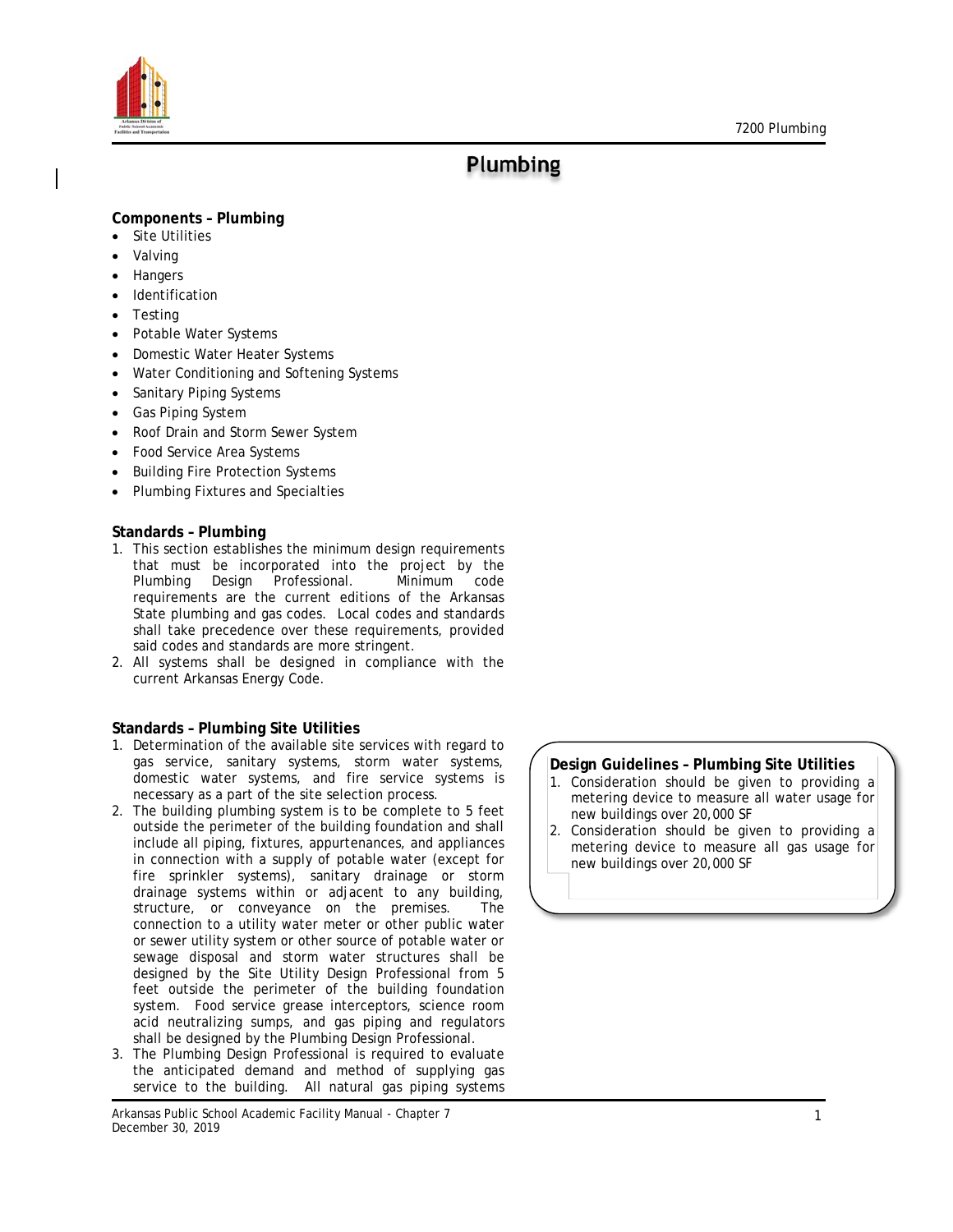# Plumbing

**Components – Plumbing**

- Site Utilities
- Valving
- Hangers
- Identification
- Testing
- Potable Water Systems
- Domestic Water Heater Systems
- Water Conditioning and Softening Systems
- Sanitary Piping Systems
- Gas Piping System
- Roof Drain and Storm Sewer System
- Food Service Area Systems
- Building Fire Protection Systems
- Plumbing Fixtures and Specialties

**Standards – Plumbing**

1. This section establishes the minimum design requirements that must be incorporated into the project by the Plumbing Design Professional. Minimum code requirements are the current editions of the Arkansas State plumbing and gas codes. Local codes and standards shall take precedence over these requirements, provided said codes and standards are more stringent.
2. All systems shall be designed in compliance with the current Arkansas Energy Code.

**Standards – Plumbing Site Utilities**

1. Determination of the available site services with regard to gas service, sanitary systems, storm water systems, domestic water systems, and fire service systems is necessary as a part of the site selection process.
2. The building plumbing system is to be complete to 5 feet outside the perimeter of the building foundation and shall include all piping, fixtures, appurtenances, and appliances in connection with a supply of potable water (except for fire sprinkler systems), sanitary drainage or storm drainage systems within or adjacent to any building, structure, or conveyance on the premises. The connection to a utility water meter or other public water or sewer utility system or other source of potable water or sewage disposal and storm water structures shall be designed by the Site Utility Design Professional from 5 feet outside the perimeter of the building foundation system. Food service grease interceptors, science room acid neutralizing sumps, and gas piping and regulators shall be designed by the Plumbing Design Professional.
3. The Plumbing Design Professional is required to evaluate the anticipated demand and method of supplying gas service to the building. All natural gas piping systems

**Design Guidelines – Plumbing Site Utilities**

1. Consideration should be given to providing a metering device to measure all water usage for new buildings over 20,000 SF
2. Consideration should be given to providing a metering device to measure all gas usage for new buildings over 20,000 SF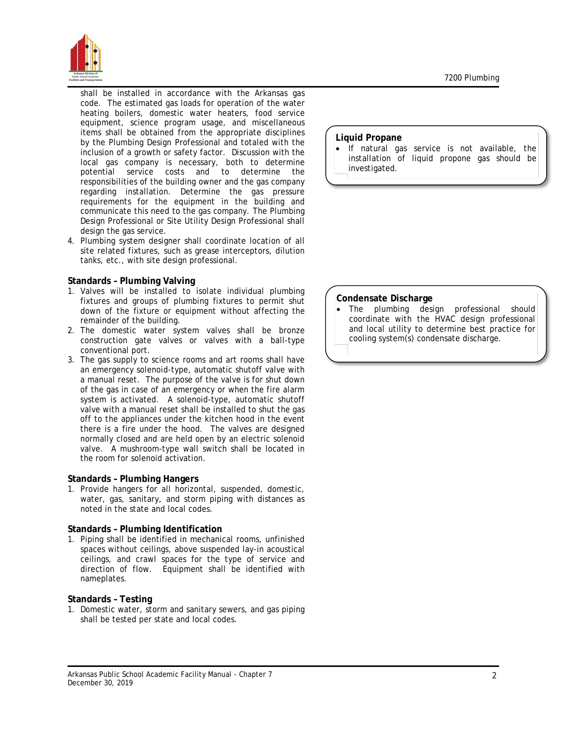shall be installed in accordance with the Arkansas gas code. The estimated gas loads for operation of the water heating boilers, domestic water heaters, food service equipment, science program usage, and miscellaneous items shall be obtained from the appropriate disciplines by the Plumbing Design Professional and totaled with the inclusion of a growth or safety factor. Discussion with the local gas company is necessary, both to determine potential service costs and to determine the responsibilities of the building owner and the gas company regarding installation. Determine the gas pressure requirements for the equipment in the building and communicate this need to the gas company. The Plumbing Design Professional or Site Utility Design Professional shall design the gas service.

4. Plumbing system designer shall coordinate location of all site related fixtures, such as grease interceptors, dilution tanks, etc., with site design professional.

**Standards – Plumbing Valving**

1. Valves will be installed to isolate individual plumbing fixtures and groups of plumbing fixtures to permit shut down of the fixture or equipment without affecting the remainder of the building.
2. The domestic water system valves shall be bronze construction gate valves or valves with a ball-type conventional port.
3. The gas supply to science rooms and art rooms shall have an emergency solenoid-type, automatic shutoff valve with a manual reset. The purpose of the valve is for shut down of the gas in case of an emergency or when the fire alarm system is activated. A solenoid-type, automatic shutoff valve with a manual reset shall be installed to shut the gas off to the appliances under the kitchen hood in the event there is a fire under the hood. The valves are designed normally closed and are held open by an electric solenoid valve. A mushroom-type wall switch shall be located in the room for solenoid activation.

**Standards – Plumbing Hangers**

1. Provide hangers for all horizontal, suspended, domestic, water, gas, sanitary, and storm piping with distances as noted in the state and local codes.

**Standards – Plumbing Identification**

1. Piping shall be identified in mechanical rooms, unfinished spaces without ceilings, above suspended lay-in acoustical ceilings, and crawl spaces for the type of service and direction of flow. Equipment shall be identified with nameplates.

**Standards – Testing**

1. Domestic water, storm and sanitary sewers, and gas piping shall be tested per state and local codes.

**Liquid Propane**

- If natural gas service is not available, the installation of liquid propone gas should be investigated.

**Condensate Discharge**

- The plumbing design professional should coordinate with the HVAC design professional and local utility to determine best practice for cooling system(s) condensate discharge.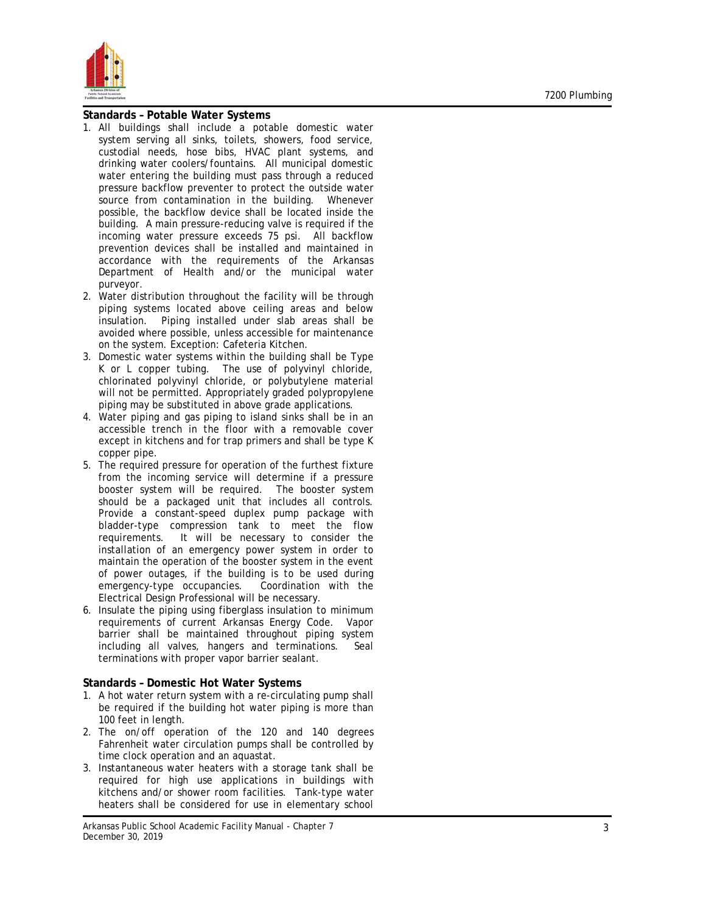## Standards – Potable Water Systems

1. All buildings shall include a potable domestic water system serving all sinks, toilets, showers, food service, custodial needs, hose bibs, HVAC plant systems, and drinking water coolers/fountains. All municipal domestic water entering the building must pass through a reduced pressure backflow preventer to protect the outside water source from contamination in the building. Whenever possible, the backflow device shall be located inside the building. A main pressure-reducing valve is required if the incoming water pressure exceeds 75 psi. All backflow prevention devices shall be installed and maintained in accordance with the requirements of the Arkansas Department of Health and/or the municipal water purveyor.
2. Water distribution throughout the facility will be through piping systems located above ceiling areas and below insulation. Piping installed under slab areas shall be avoided where possible, unless accessible for maintenance on the system. Exception: Cafeteria Kitchen.
3. Domestic water systems within the building shall be Type K or L copper tubing. The use of polyvinyl chloride, chlorinated polyvinyl chloride, or polybutylene material will not be permitted. Appropriately graded polypropylene piping may be substituted in above grade applications.
4. Water piping and gas piping to island sinks shall be in an accessible trench in the floor with a removable cover except in kitchens and for trap primers and shall be type K copper pipe.
5. The required pressure for operation of the furthest fixture from the incoming service will determine if a pressure booster system will be required. The booster system should be a packaged unit that includes all controls. Provide a constant-speed duplex pump package with bladder-type compression tank to meet the flow requirements. It will be necessary to consider the installation of an emergency power system in order to maintain the operation of the booster system in the event of power outages, if the building is to be used during emergency-type occupancies. Coordination with the Electrical Design Professional will be necessary.
6. Insulate the piping using fiberglass insulation to minimum requirements of current Arkansas Energy Code. Vapor barrier shall be maintained throughout piping system including all valves, hangers and terminations. Seal terminations with proper vapor barrier sealant.

## Standards – Domestic Hot Water Systems

1. A hot water return system with a re-circulating pump shall be required if the building hot water piping is more than 100 feet in length.
2. The on/off operation of the 120 and 140 degrees Fahrenheit water circulation pumps shall be controlled by time clock operation and an aquastat.
3. Instantaneous water heaters with a storage tank shall be required for high use applications in buildings with kitchens and/or shower room facilities. Tank-type water heaters shall be considered for use in elementary school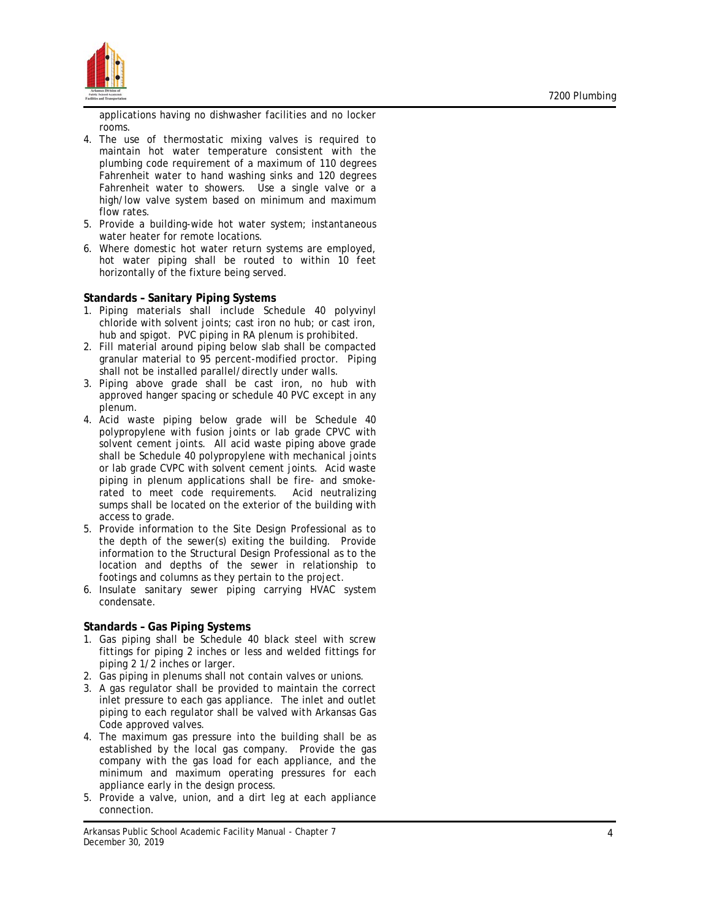applications having no dishwasher facilities and no locker rooms.

4. The use of thermostatic mixing valves is required to maintain hot water temperature consistent with the plumbing code requirement of a maximum of 110 degrees Fahrenheit water to hand washing sinks and 120 degrees Fahrenheit water to showers. Use a single valve or a high/low valve system based on minimum and maximum flow rates.
5. Provide a building-wide hot water system; instantaneous water heater for remote locations.
6. Where domestic hot water return systems are employed, hot water piping shall be routed to within 10 feet horizontally of the fixture being served.

**Standards – Sanitary Piping Systems**

1. Piping materials shall include Schedule 40 polyvinyl chloride with solvent joints; cast iron no hub; or cast iron, hub and spigot. PVC piping in RA plenum is prohibited.
2. Fill material around piping below slab shall be compacted granular material to 95 percent-modified proctor. Piping shall not be installed parallel/directly under walls.
3. Piping above grade shall be cast iron, no hub with approved hanger spacing or schedule 40 PVC except in any plenum.
4. Acid waste piping below grade will be Schedule 40 polypropylene with fusion joints or lab grade CPVC with solvent cement joints. All acid waste piping above grade shall be Schedule 40 polypropylene with mechanical joints or lab grade CVPC with solvent cement joints. Acid waste piping in plenum applications shall be fire- and smoke-rated to meet code requirements. Acid neutralizing sumps shall be located on the exterior of the building with access to grade.
5. Provide information to the Site Design Professional as to the depth of the sewer(s) exiting the building. Provide information to the Structural Design Professional as to the location and depths of the sewer in relationship to footings and columns as they pertain to the project.
6. Insulate sanitary sewer piping carrying HVAC system condensate.

**Standards – Gas Piping Systems**

1. Gas piping shall be Schedule 40 black steel with screw fittings for piping 2 inches or less and welded fittings for piping 2 1/2 inches or larger.
2. Gas piping in plenums shall not contain valves or unions.
3. A gas regulator shall be provided to maintain the correct inlet pressure to each gas appliance. The inlet and outlet piping to each regulator shall be valved with Arkansas Gas Code approved valves.
4. The maximum gas pressure into the building shall be as established by the local gas company. Provide the gas company with the gas load for each appliance, and the minimum and maximum operating pressures for each appliance early in the design process.
5. Provide a valve, union, and a dirt leg at each appliance connection.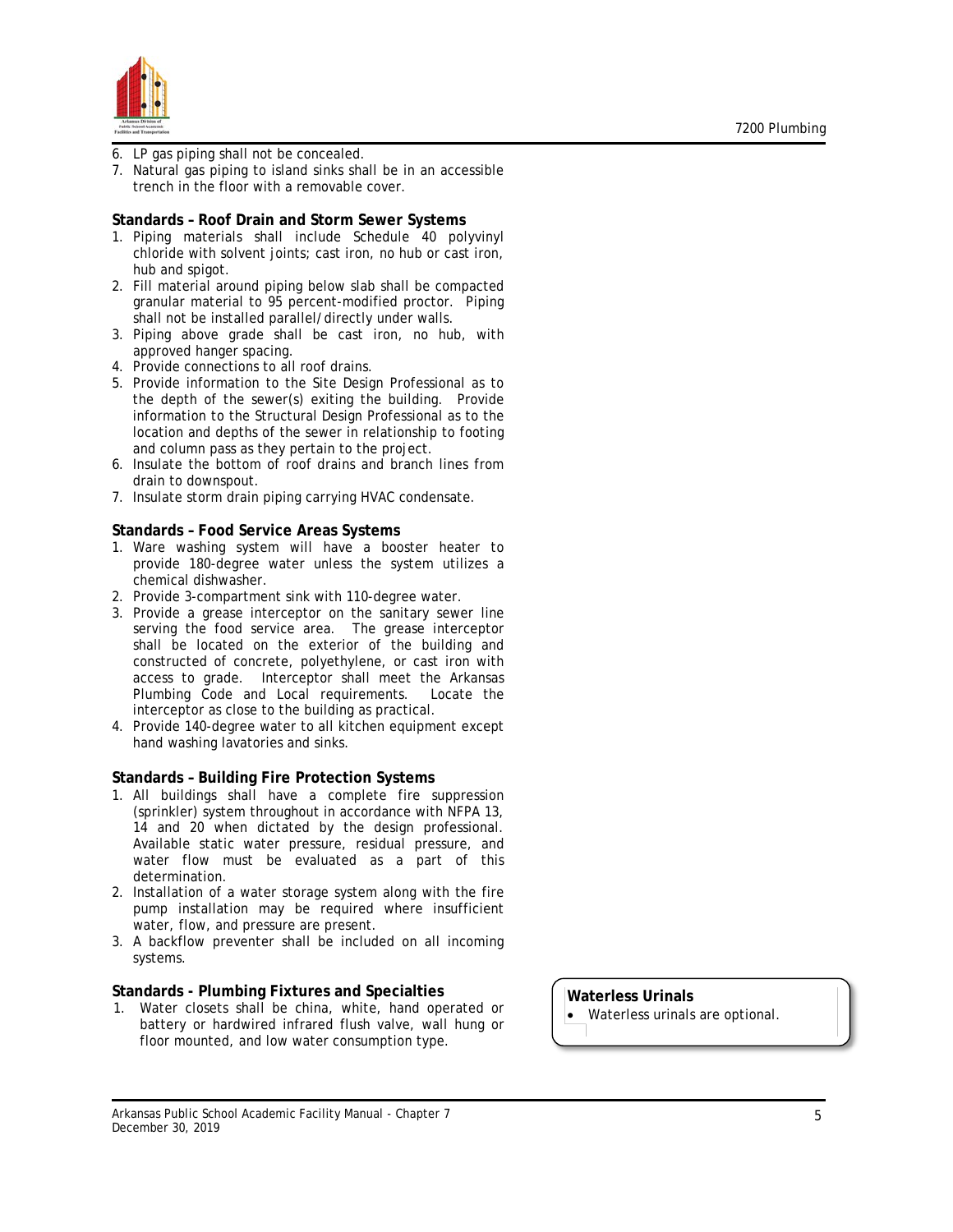6. LP gas piping shall not be concealed.
7. Natural gas piping to island sinks shall be in an accessible trench in the floor with a removable cover.

**Standards – Roof Drain and Storm Sewer Systems**

1. Piping materials shall include Schedule 40 polyvinyl chloride with solvent joints; cast iron, no hub or cast iron, hub and spigot.
2. Fill material around piping below slab shall be compacted granular material to 95 percent-modified proctor. Piping shall not be installed parallel/directly under walls.
3. Piping above grade shall be cast iron, no hub, with approved hanger spacing.
4. Provide connections to all roof drains.
5. Provide information to the Site Design Professional as to the depth of the sewer(s) exiting the building. Provide information to the Structural Design Professional as to the location and depths of the sewer in relationship to footing and column pass as they pertain to the project.
6. Insulate the bottom of roof drains and branch lines from drain to downspout.
7. Insulate storm drain piping carrying HVAC condensate.

**Standards – Food Service Areas Systems**

1. Ware washing system will have a booster heater to provide 180-degree water unless the system utilizes a chemical dishwasher.
2. Provide 3-compartment sink with 110-degree water.
3. Provide a grease interceptor on the sanitary sewer line serving the food service area. The grease interceptor shall be located on the exterior of the building and constructed of concrete, polyethylene, or cast iron with access to grade. Interceptor shall meet the Arkansas Plumbing Code and Local requirements. Locate the interceptor as close to the building as practical.
4. Provide 140-degree water to all kitchen equipment except hand washing lavatories and sinks.

**Standards – Building Fire Protection Systems**

1. All buildings shall have a complete fire suppression (sprinkler) system throughout in accordance with NFPA 13, 14 and 20 when dictated by the design professional. Available static water pressure, residual pressure, and water flow must be evaluated as a part of this determination.
2. Installation of a water storage system along with the fire pump installation may be required where insufficient water, flow, and pressure are present.
3. A backflow preventer shall be included on all incoming systems.

**Standards - Plumbing Fixtures and Specialties**

1. Water closets shall be china, white, hand operated or battery or hardwired infrared flush valve, wall hung or floor mounted, and low water consumption type.

**Waterless Urinals**

- Waterless urinals are optional.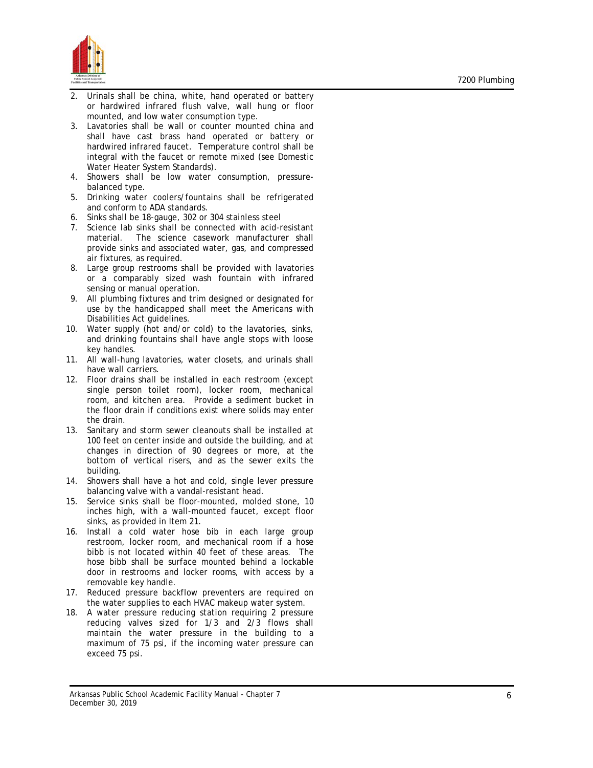2. Urinals shall be china, white, hand operated or battery or hardwired infrared flush valve, wall hung or floor mounted, and low water consumption type.
3. Lavatories shall be wall or counter mounted china and shall have cast brass hand operated or battery or hardwired infrared faucet. Temperature control shall be integral with the faucet or remote mixed (see Domestic Water Heater System Standards).
4. Showers shall be low water consumption, pressure-balanced type.
5. Drinking water coolers/fountains shall be refrigerated and conform to ADA standards.
6. Sinks shall be 18-gauge, 302 or 304 stainless steel
7. Science lab sinks shall be connected with acid-resistant material. The science casework manufacturer shall provide sinks and associated water, gas, and compressed air fixtures, as required.
8. Large group restrooms shall be provided with lavatories or a comparably sized wash fountain with infrared sensing or manual operation.
9. All plumbing fixtures and trim designed or designated for use by the handicapped shall meet the Americans with Disabilities Act guidelines.
10. Water supply (hot and/or cold) to the lavatories, sinks, and drinking fountains shall have angle stops with loose key handles.
11. All wall-hung lavatories, water closets, and urinals shall have wall carriers.
12. Floor drains shall be installed in each restroom (except single person toilet room), locker room, mechanical room, and kitchen area. Provide a sediment bucket in the floor drain if conditions exist where solids may enter the drain.
13. Sanitary and storm sewer cleanouts shall be installed at 100 feet on center inside and outside the building, and at changes in direction of 90 degrees or more, at the bottom of vertical risers, and as the sewer exits the building.
14. Showers shall have a hot and cold, single lever pressure balancing valve with a vandal-resistant head.
15. Service sinks shall be floor-mounted, molded stone, 10 inches high, with a wall-mounted faucet, except floor sinks, as provided in Item 21.
16. Install a cold water hose bib in each large group restroom, locker room, and mechanical room if a hose bibb is not located within 40 feet of these areas. The hose bibb shall be surface mounted behind a lockable door in restrooms and locker rooms, with access by a removable key handle.
17. Reduced pressure backflow preventers are required on the water supplies to each HVAC makeup water system.
18. A water pressure reducing station requiring 2 pressure reducing valves sized for 1/3 and 2/3 flows shall maintain the water pressure in the building to a maximum of 75 psi, if the incoming water pressure can exceed 75 psi.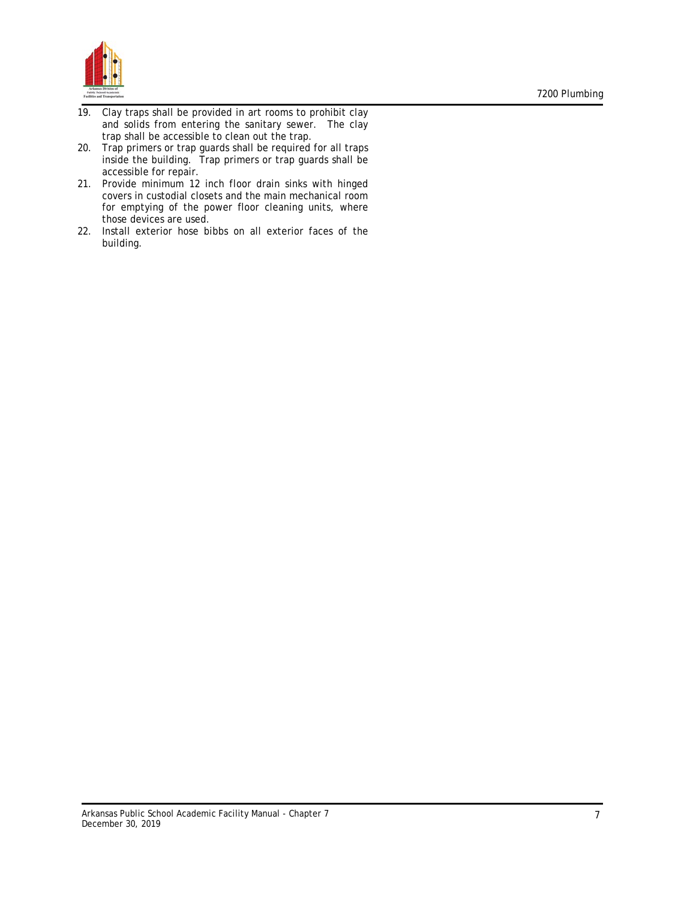19. Clay traps shall be provided in art rooms to prohibit clay and solids from entering the sanitary sewer. The clay trap shall be accessible to clean out the trap.
20. Trap primers or trap guards shall be required for all traps inside the building. Trap primers or trap guards shall be accessible for repair.
21. Provide minimum 12 inch floor drain sinks with hinged covers in custodial closets and the main mechanical room for emptying of the power floor cleaning units, where those devices are used.
22. Install exterior hose bibbs on all exterior faces of the building.